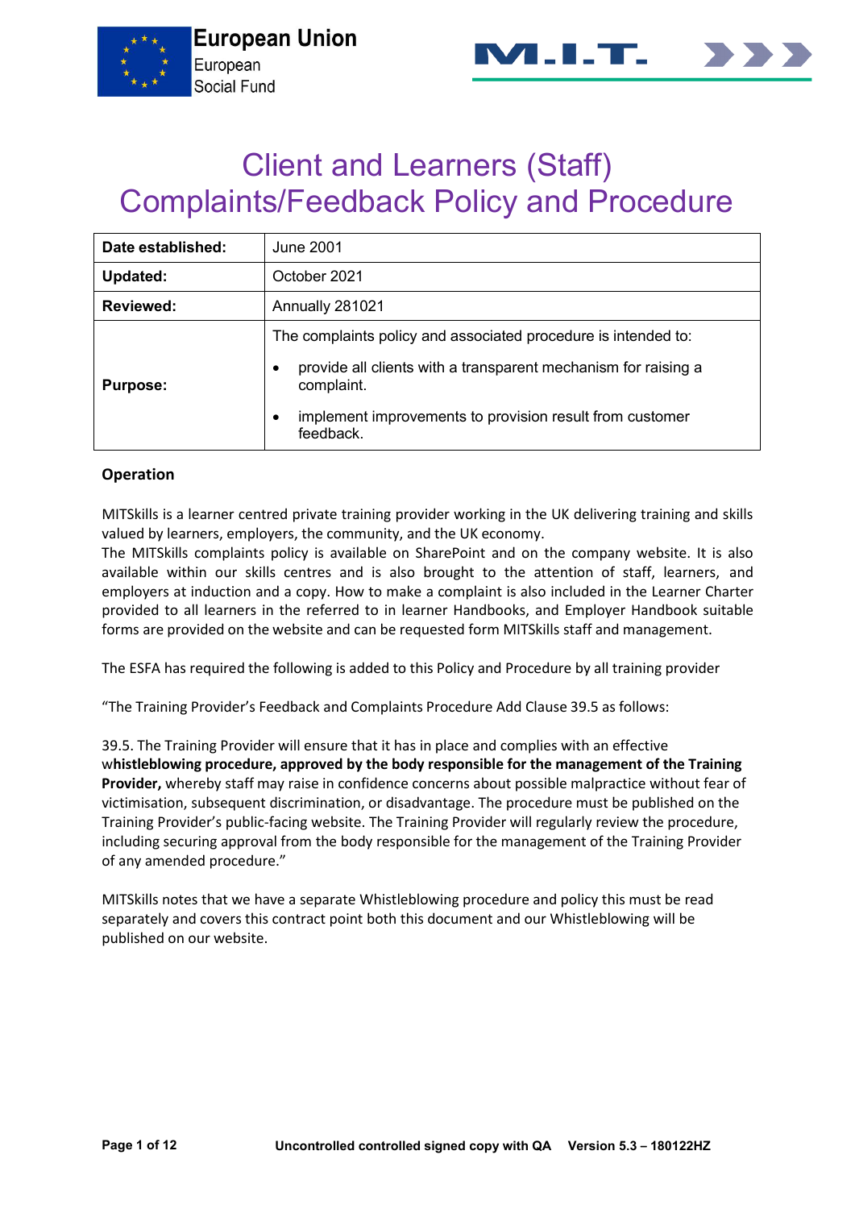European Union
European
Social Fund

M.I.T.

# Client and Learners (Staff) Complaints/Feedback Policy and Procedure

| Date established: | June 2001 |
|---|---|
| Updated: | October 2021 |
| Reviewed: | Annually 281021 |
| Purpose: | The complaints policy and associated procedure is intended to:<br>• provide all clients with a transparent mechanism for raising a complaint.<br>• implement improvements to provision result from customer feedback. |

## Operation

MITSkills is a learner centred private training provider working in the UK delivering training and skills valued by learners, employers, the community, and the UK economy.
The MITSkills complaints policy is available on SharePoint and on the company website. It is also available within our skills centres and is also brought to the attention of staff, learners, and employers at induction and a copy. How to make a complaint is also included in the Learner Charter provided to all learners in the referred to in learner Handbooks, and Employer Handbook suitable forms are provided on the website and can be requested form MITSkills staff and management.

The ESFA has required the following is added to this Policy and Procedure by all training provider

"The Training Provider's Feedback and Complaints Procedure Add Clause 39.5 as follows:

39.5. The Training Provider will ensure that it has in place and complies with an effective w**histleblowing procedure, approved by the body responsible for the management of the Training Provider,** whereby staff may raise in confidence concerns about possible malpractice without fear of victimisation, subsequent discrimination, or disadvantage. The procedure must be published on the Training Provider's public-facing website. The Training Provider will regularly review the procedure, including securing approval from the body responsible for the management of the Training Provider of any amended procedure."

MITSkills notes that we have a separate Whistleblowing procedure and policy this must be read separately and covers this contract point both this document and our Whistleblowing will be published on our website.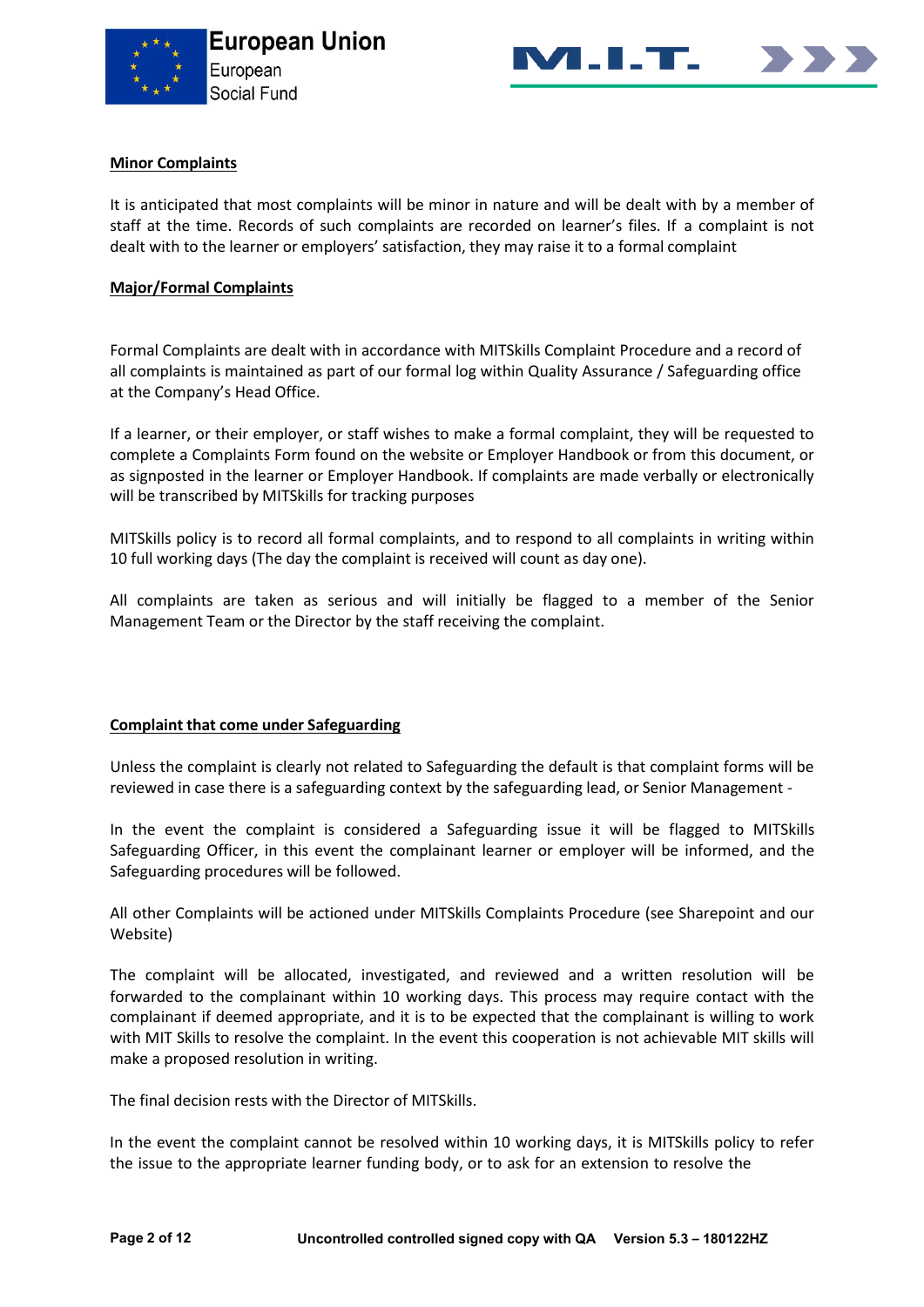**Minor Complaints**

It is anticipated that most complaints will be minor in nature and will be dealt with by a member of staff at the time. Records of such complaints are recorded on learner's files. If a complaint is not dealt with to the learner or employers' satisfaction, they may raise it to a formal complaint

**Major/Formal Complaints**

Formal Complaints are dealt with in accordance with MITSkills Complaint Procedure and a record of all complaints is maintained as part of our formal log within Quality Assurance / Safeguarding office at the Company's Head Office.

If a learner, or their employer, or staff wishes to make a formal complaint, they will be requested to complete a Complaints Form found on the website or Employer Handbook or from this document, or as signposted in the learner or Employer Handbook. If complaints are made verbally or electronically will be transcribed by MITSkills for tracking purposes

MITSkills policy is to record all formal complaints, and to respond to all complaints in writing within 10 full working days (The day the complaint is received will count as day one).

All complaints are taken as serious and will initially be flagged to a member of the Senior Management Team or the Director by the staff receiving the complaint.

**Complaint that come under Safeguarding**

Unless the complaint is clearly not related to Safeguarding the default is that complaint forms will be reviewed in case there is a safeguarding context by the safeguarding lead, or Senior Management -

In the event the complaint is considered a Safeguarding issue it will be flagged to MITSkills Safeguarding Officer, in this event the complainant learner or employer will be informed, and the Safeguarding procedures will be followed.

All other Complaints will be actioned under MITSkills Complaints Procedure (see Sharepoint and our Website)

The complaint will be allocated, investigated, and reviewed and a written resolution will be forwarded to the complainant within 10 working days. This process may require contact with the complainant if deemed appropriate, and it is to be expected that the complainant is willing to work with MIT Skills to resolve the complaint. In the event this cooperation is not achievable MIT skills will make a proposed resolution in writing.

The final decision rests with the Director of MITSkills.

In the event the complaint cannot be resolved within 10 working days, it is MITSkills policy to refer the issue to the appropriate learner funding body, or to ask for an extension to resolve the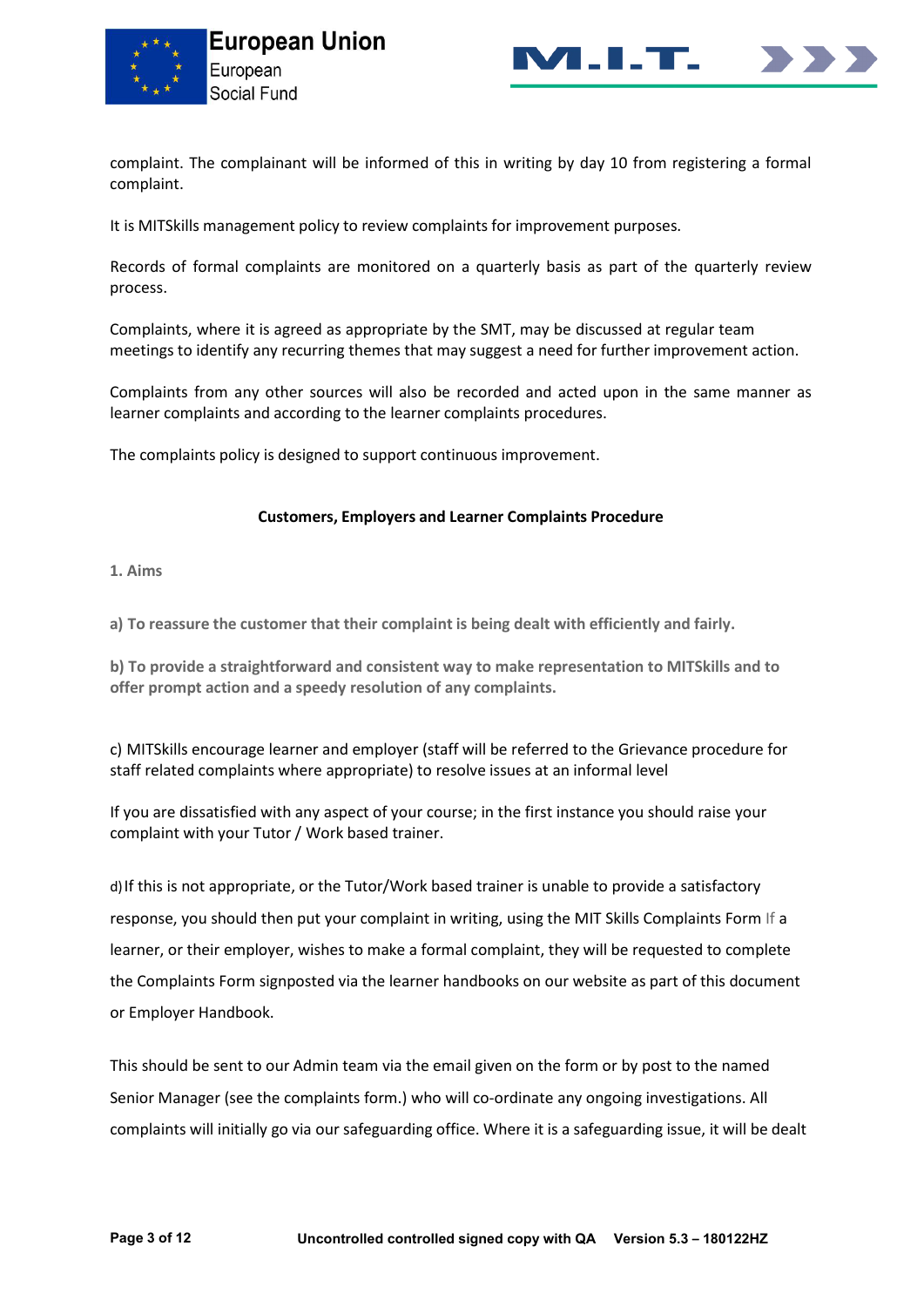complaint. The complainant will be informed of this in writing by day 10 from registering a formal complaint.

It is MITSkills management policy to review complaints for improvement purposes.

Records of formal complaints are monitored on a quarterly basis as part of the quarterly review process.

Complaints, where it is agreed as appropriate by the SMT, may be discussed at regular team meetings to identify any recurring themes that may suggest a need for further improvement action.

Complaints from any other sources will also be recorded and acted upon in the same manner as learner complaints and according to the learner complaints procedures.

The complaints policy is designed to support continuous improvement.

**Customers, Employers and Learner Complaints Procedure**

**1. Aims**

**a) To reassure the customer that their complaint is being dealt with efficiently and fairly.**

**b) To provide a straightforward and consistent way to make representation to MITSkills and to offer prompt action and a speedy resolution of any complaints.**

c) MITSkills encourage learner and employer (staff will be referred to the Grievance procedure for staff related complaints where appropriate) to resolve issues at an informal level

If you are dissatisfied with any aspect of your course; in the first instance you should raise your complaint with your Tutor / Work based trainer.

d) If this is not appropriate, or the Tutor/Work based trainer is unable to provide a satisfactory response, you should then put your complaint in writing, using the MIT Skills Complaints Form If a learner, or their employer, wishes to make a formal complaint, they will be requested to complete the Complaints Form signposted via the learner handbooks on our website as part of this document or Employer Handbook.

This should be sent to our Admin team via the email given on the form or by post to the named Senior Manager (see the complaints form.) who will co-ordinate any ongoing investigations. All complaints will initially go via our safeguarding office. Where it is a safeguarding issue, it will be dealt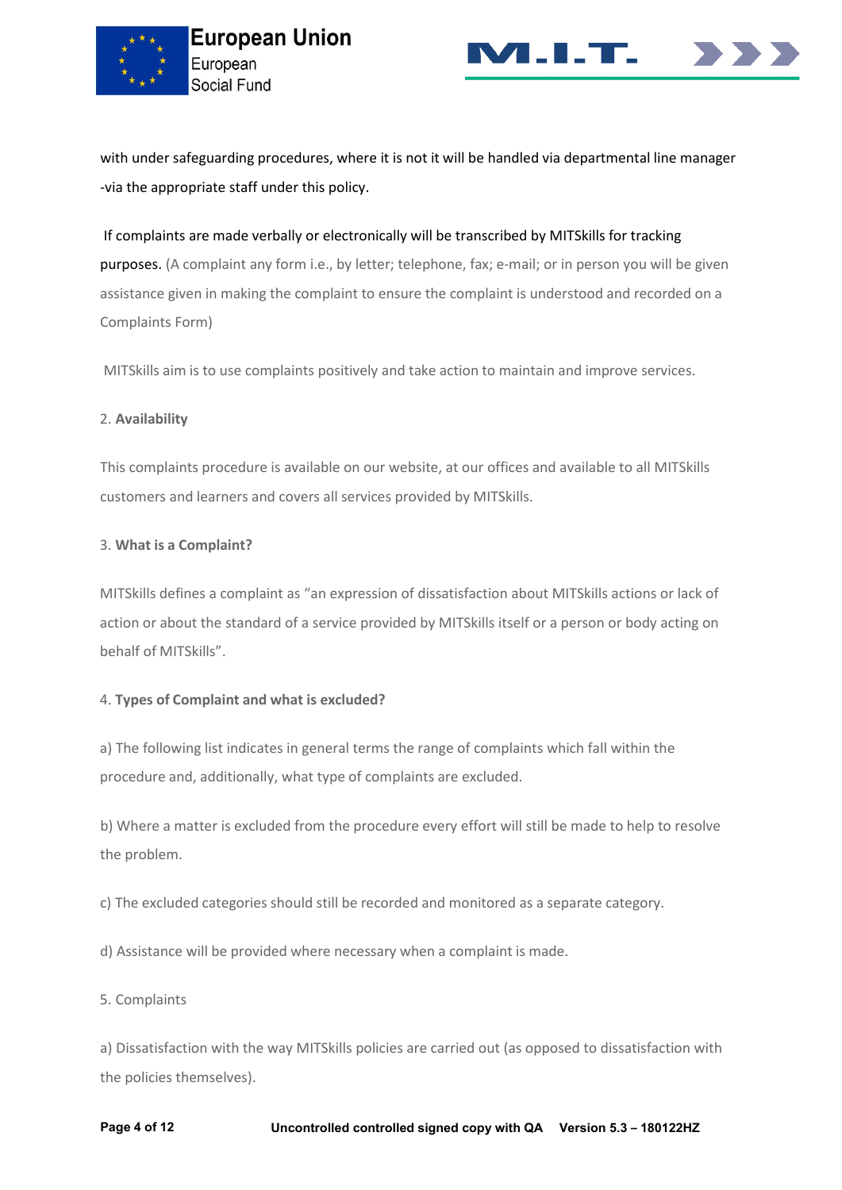with under safeguarding procedures, where it is not it will be handled via departmental line manager -via the appropriate staff under this policy.

If complaints are made verbally or electronically will be transcribed by MITSkills for tracking purposes. (A complaint any form i.e., by letter; telephone, fax; e-mail; or in person you will be given assistance given in making the complaint to ensure the complaint is understood and recorded on a Complaints Form)

MITSkills aim is to use complaints positively and take action to maintain and improve services.

2. **Availability**

This complaints procedure is available on our website, at our offices and available to all MITSkills customers and learners and covers all services provided by MITSkills.

3. **What is a Complaint?**

MITSkills defines a complaint as "an expression of dissatisfaction about MITSkills actions or lack of action or about the standard of a service provided by MITSkills itself or a person or body acting on behalf of MITSkills".

4. **Types of Complaint and what is excluded?**

a) The following list indicates in general terms the range of complaints which fall within the procedure and, additionally, what type of complaints are excluded.

b) Where a matter is excluded from the procedure every effort will still be made to help to resolve the problem.

c) The excluded categories should still be recorded and monitored as a separate category.

d) Assistance will be provided where necessary when a complaint is made.

5. Complaints

a) Dissatisfaction with the way MITSkills policies are carried out (as opposed to dissatisfaction with the policies themselves).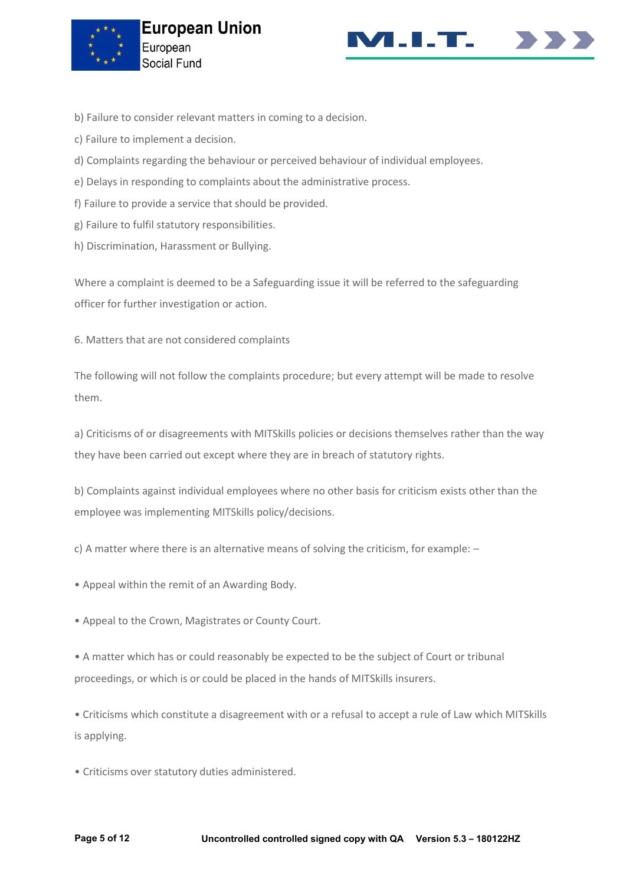b) Failure to consider relevant matters in coming to a decision.

c) Failure to implement a decision.

d) Complaints regarding the behaviour or perceived behaviour of individual employees.

e) Delays in responding to complaints about the administrative process.

f) Failure to provide a service that should be provided.

g) Failure to fulfil statutory responsibilities.

h) Discrimination, Harassment or Bullying.

Where a complaint is deemed to be a Safeguarding issue it will be referred to the safeguarding officer for further investigation or action.

6. Matters that are not considered complaints

The following will not follow the complaints procedure; but every attempt will be made to resolve them.

a) Criticisms of or disagreements with MITSkills policies or decisions themselves rather than the way they have been carried out except where they are in breach of statutory rights.

b) Complaints against individual employees where no other basis for criticism exists other than the employee was implementing MITSkills policy/decisions.

c) A matter where there is an alternative means of solving the criticism, for example: –

• Appeal within the remit of an Awarding Body.

• Appeal to the Crown, Magistrates or County Court.

• A matter which has or could reasonably be expected to be the subject of Court or tribunal proceedings, or which is or could be placed in the hands of MITSkills insurers.

• Criticisms which constitute a disagreement with or a refusal to accept a rule of Law which MITSkills is applying.

• Criticisms over statutory duties administered.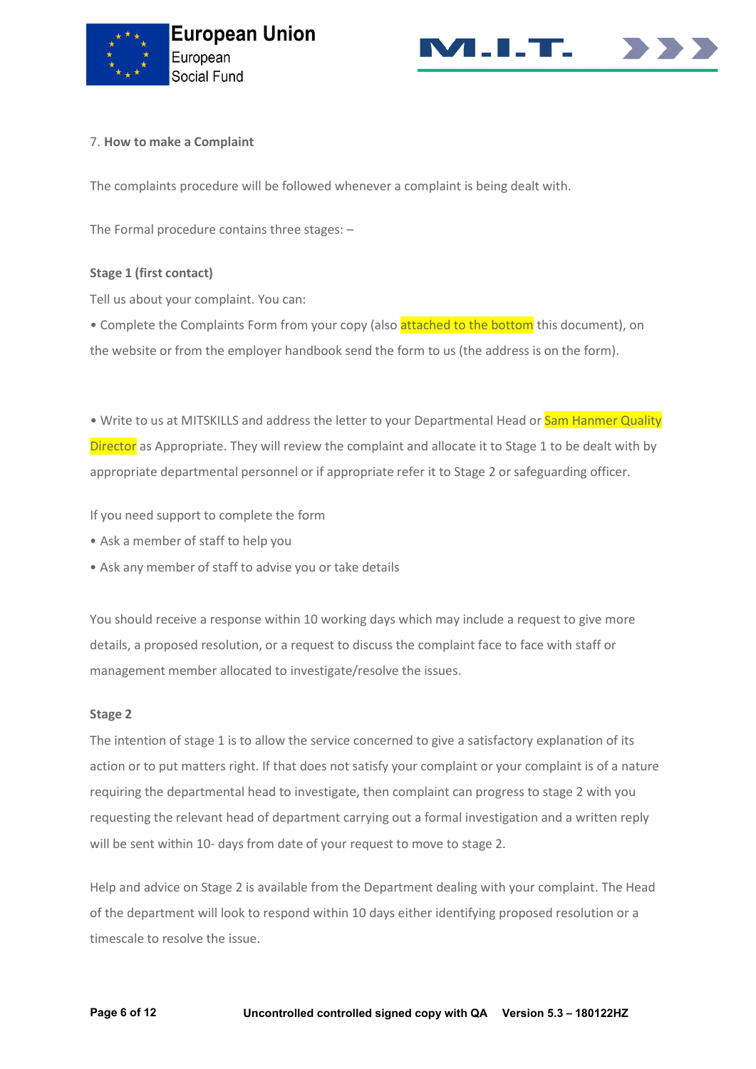7. **How to make a Complaint**

The complaints procedure will be followed whenever a complaint is being dealt with.

The Formal procedure contains three stages: –

**Stage 1 (first contact)**

Tell us about your complaint. You can:

- Complete the Complaints Form from your copy (also attached to the bottom this document), on the website or from the employer handbook send the form to us (the address is on the form).

- Write to us at MITSKILLS and address the letter to your Departmental Head or Sam Hanmer Quality Director as Appropriate. They will review the complaint and allocate it to Stage 1 to be dealt with by appropriate departmental personnel or if appropriate refer it to Stage 2 or safeguarding officer.

If you need support to complete the form

- Ask a member of staff to help you
- Ask any member of staff to advise you or take details

You should receive a response within 10 working days which may include a request to give more details, a proposed resolution, or a request to discuss the complaint face to face with staff or management member allocated to investigate/resolve the issues.

**Stage 2**

The intention of stage 1 is to allow the service concerned to give a satisfactory explanation of its action or to put matters right. If that does not satisfy your complaint or your complaint is of a nature requiring the departmental head to investigate, then complaint can progress to stage 2 with you requesting the relevant head of department carrying out a formal investigation and a written reply will be sent within 10- days from date of your request to move to stage 2.

Help and advice on Stage 2 is available from the Department dealing with your complaint. The Head of the department will look to respond within 10 days either identifying proposed resolution or a timescale to resolve the issue.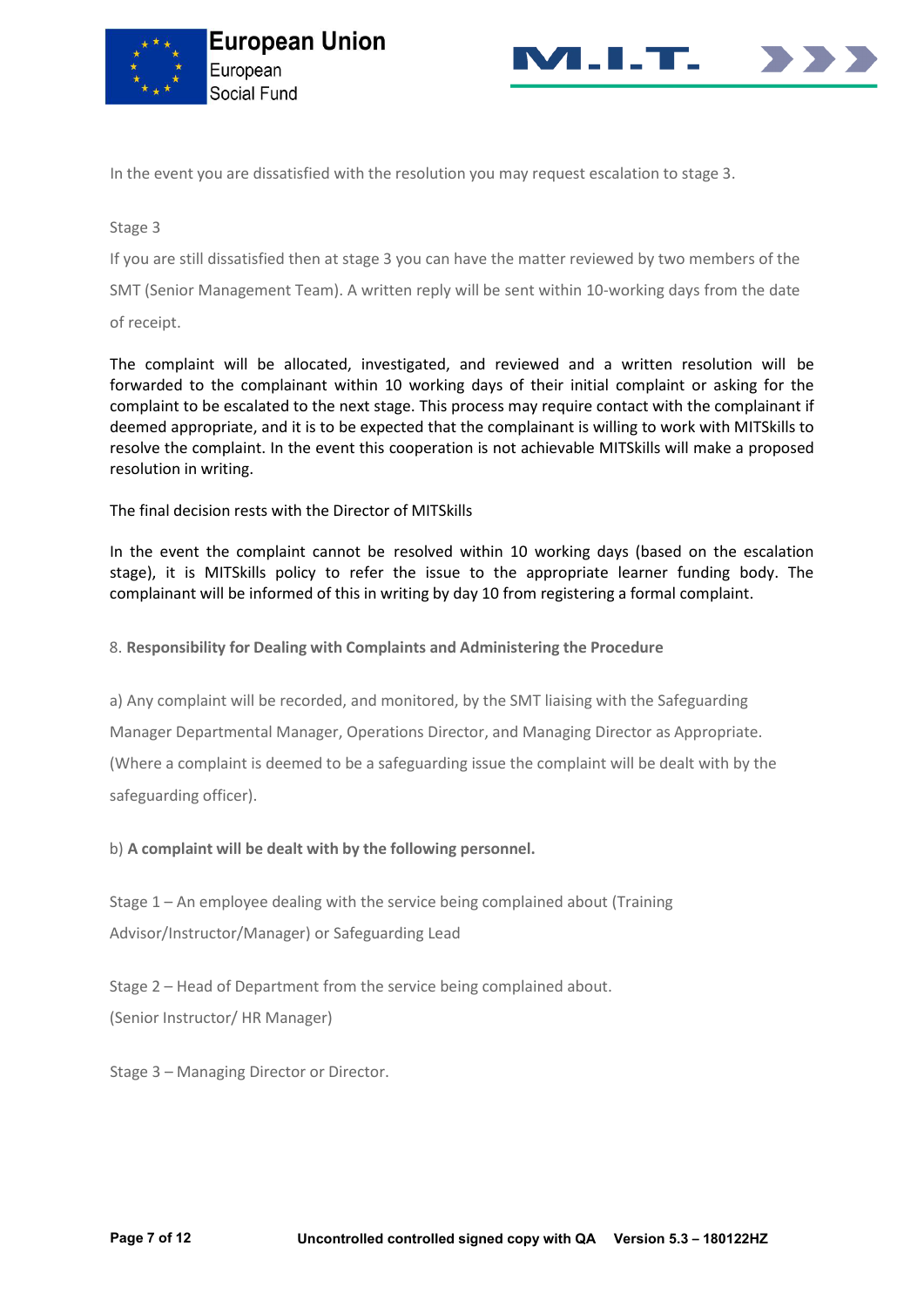In the event you are dissatisfied with the resolution you may request escalation to stage 3.

Stage 3

If you are still dissatisfied then at stage 3 you can have the matter reviewed by two members of the SMT (Senior Management Team). A written reply will be sent within 10-working days from the date of receipt.

The complaint will be allocated, investigated, and reviewed and a written resolution will be forwarded to the complainant within 10 working days of their initial complaint or asking for the complaint to be escalated to the next stage. This process may require contact with the complainant if deemed appropriate, and it is to be expected that the complainant is willing to work with MITSkills to resolve the complaint. In the event this cooperation is not achievable MITSkills will make a proposed resolution in writing.

The final decision rests with the Director of MITSkills

In the event the complaint cannot be resolved within 10 working days (based on the escalation stage), it is MITSkills policy to refer the issue to the appropriate learner funding body. The complainant will be informed of this in writing by day 10 from registering a formal complaint.

## 8. **Responsibility for Dealing with Complaints and Administering the Procedure**

a) Any complaint will be recorded, and monitored, by the SMT liaising with the Safeguarding Manager Departmental Manager, Operations Director, and Managing Director as Appropriate. (Where a complaint is deemed to be a safeguarding issue the complaint will be dealt with by the safeguarding officer).

b) **A complaint will be dealt with by the following personnel.**

Stage 1 – An employee dealing with the service being complained about (Training Advisor/Instructor/Manager) or Safeguarding Lead

Stage 2 – Head of Department from the service being complained about. (Senior Instructor/ HR Manager)

Stage 3 – Managing Director or Director.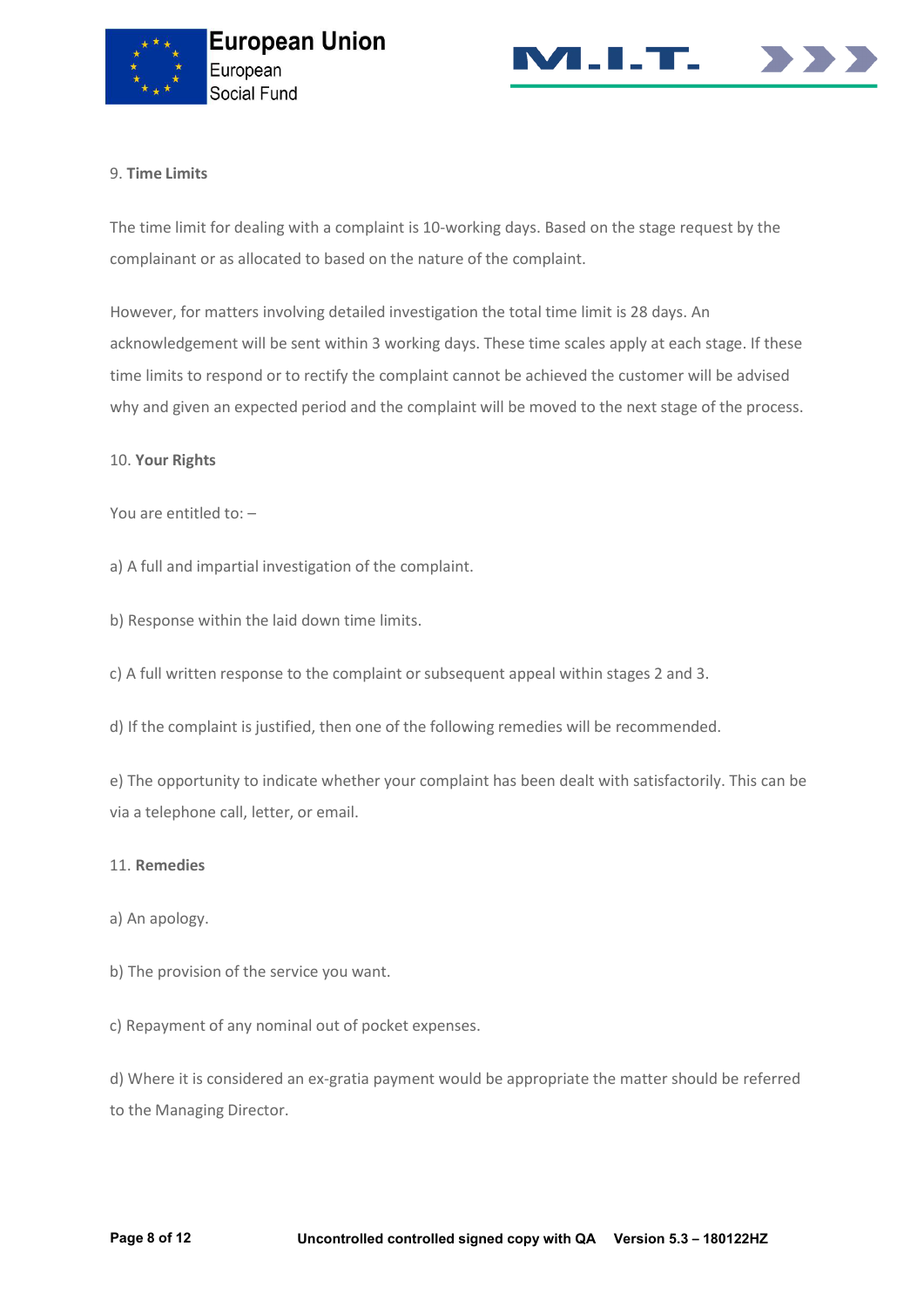9. **Time Limits**

The time limit for dealing with a complaint is 10-working days. Based on the stage request by the complainant or as allocated to based on the nature of the complaint.

However, for matters involving detailed investigation the total time limit is 28 days. An acknowledgement will be sent within 3 working days. These time scales apply at each stage. If these time limits to respond or to rectify the complaint cannot be achieved the customer will be advised why and given an expected period and the complaint will be moved to the next stage of the process.

10. **Your Rights**

You are entitled to: –

a) A full and impartial investigation of the complaint.

b) Response within the laid down time limits.

c) A full written response to the complaint or subsequent appeal within stages 2 and 3.

d) If the complaint is justified, then one of the following remedies will be recommended.

e) The opportunity to indicate whether your complaint has been dealt with satisfactorily. This can be via a telephone call, letter, or email.

11. **Remedies**

a) An apology.

b) The provision of the service you want.

c) Repayment of any nominal out of pocket expenses.

d) Where it is considered an ex-gratia payment would be appropriate the matter should be referred to the Managing Director.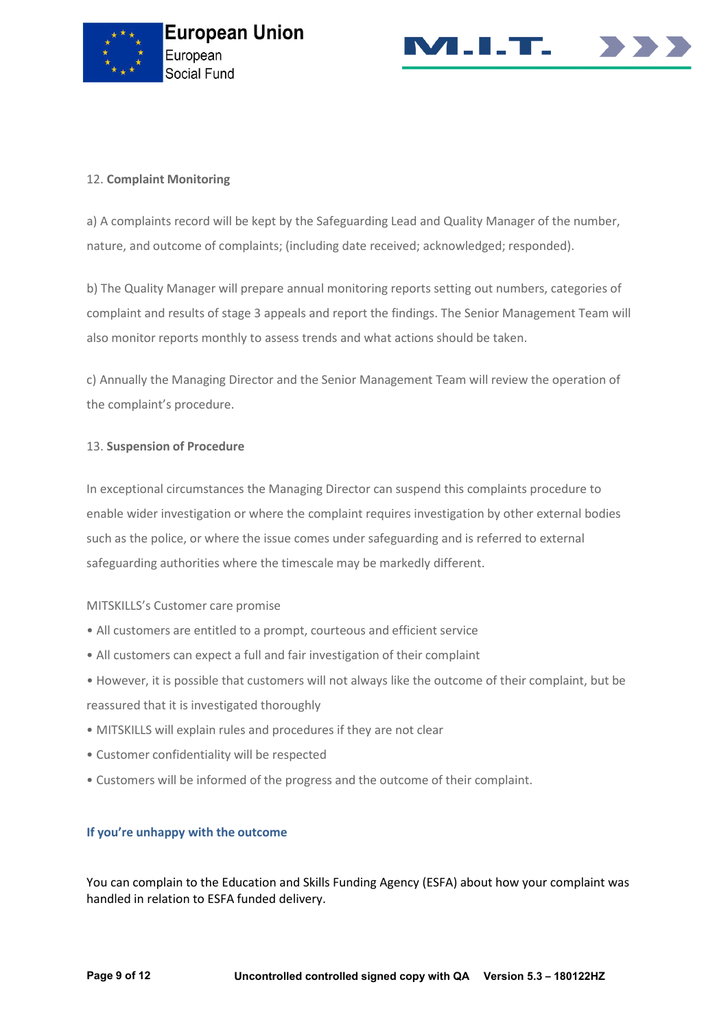12. **Complaint Monitoring**

a) A complaints record will be kept by the Safeguarding Lead and Quality Manager of the number, nature, and outcome of complaints; (including date received; acknowledged; responded).

b) The Quality Manager will prepare annual monitoring reports setting out numbers, categories of complaint and results of stage 3 appeals and report the findings. The Senior Management Team will also monitor reports monthly to assess trends and what actions should be taken.

c) Annually the Managing Director and the Senior Management Team will review the operation of the complaint's procedure.

13. **Suspension of Procedure**

In exceptional circumstances the Managing Director can suspend this complaints procedure to enable wider investigation or where the complaint requires investigation by other external bodies such as the police, or where the issue comes under safeguarding and is referred to external safeguarding authorities where the timescale may be markedly different.

MITSKILLS's Customer care promise

- All customers are entitled to a prompt, courteous and efficient service
- All customers can expect a full and fair investigation of their complaint
- However, it is possible that customers will not always like the outcome of their complaint, but be reassured that it is investigated thoroughly
- MITSKILLS will explain rules and procedures if they are not clear
- Customer confidentiality will be respected
- Customers will be informed of the progress and the outcome of their complaint.

**If you're unhappy with the outcome**

You can complain to the Education and Skills Funding Agency (ESFA) about how your complaint was handled in relation to ESFA funded delivery.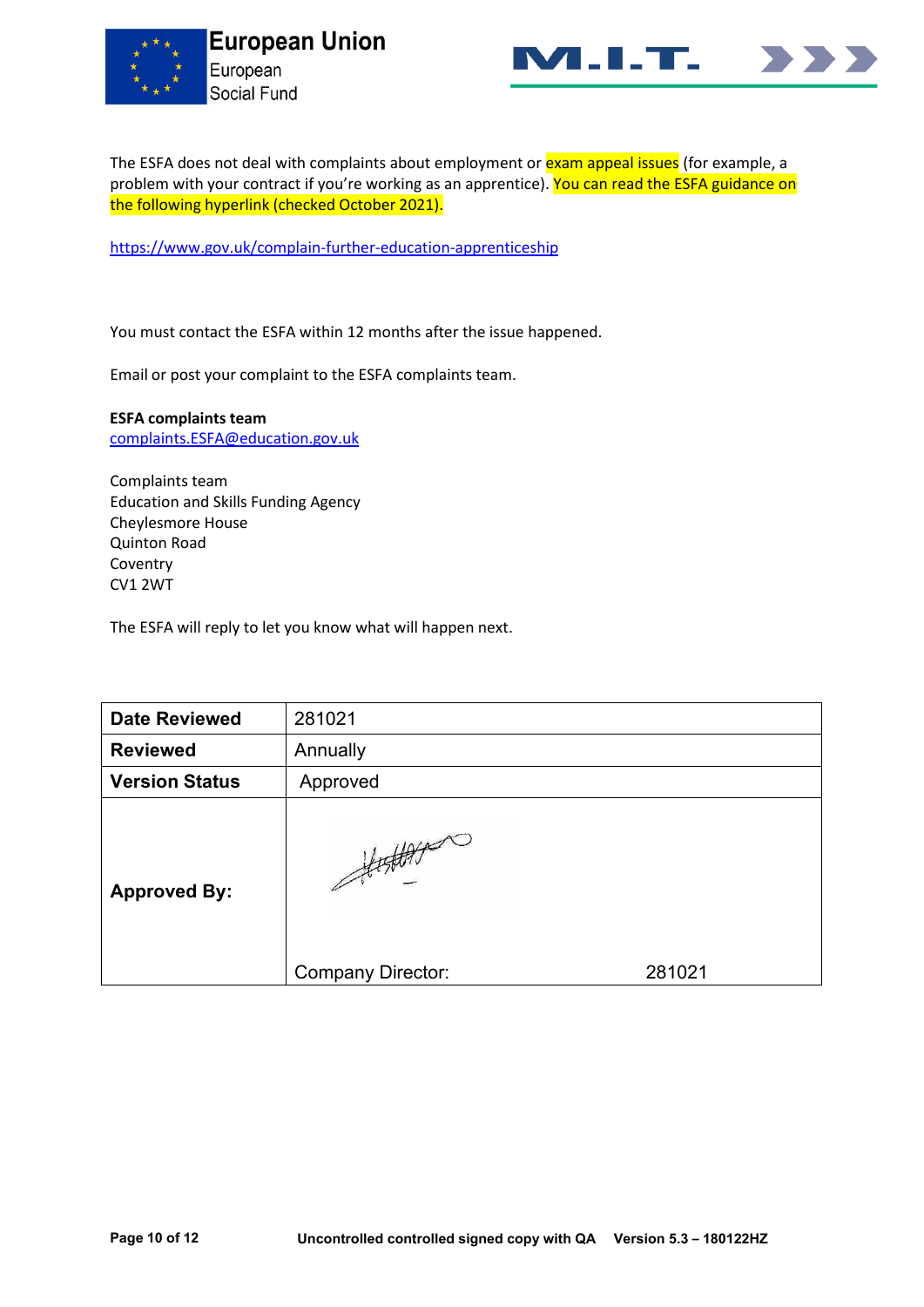The ESFA does not deal with complaints about employment or exam appeal issues (for example, a problem with your contract if you're working as an apprentice). You can read the ESFA guidance on the following hyperlink (checked October 2021).

https://www.gov.uk/complain-further-education-apprenticeship

You must contact the ESFA within 12 months after the issue happened.

Email or post your complaint to the ESFA complaints team.

**ESFA complaints team**
complaints.ESFA@education.gov.uk

Complaints team
Education and Skills Funding Agency
Cheylesmore House
Quinton Road
Coventry
CV1 2WT

The ESFA will reply to let you know what will happen next.

| **Date Reviewed** | 281021 | |
|---|---|---|
| **Reviewed** | Annually | |
| **Version Status** | Approved | |
| **Approved By:** | Company Director: | 281021 |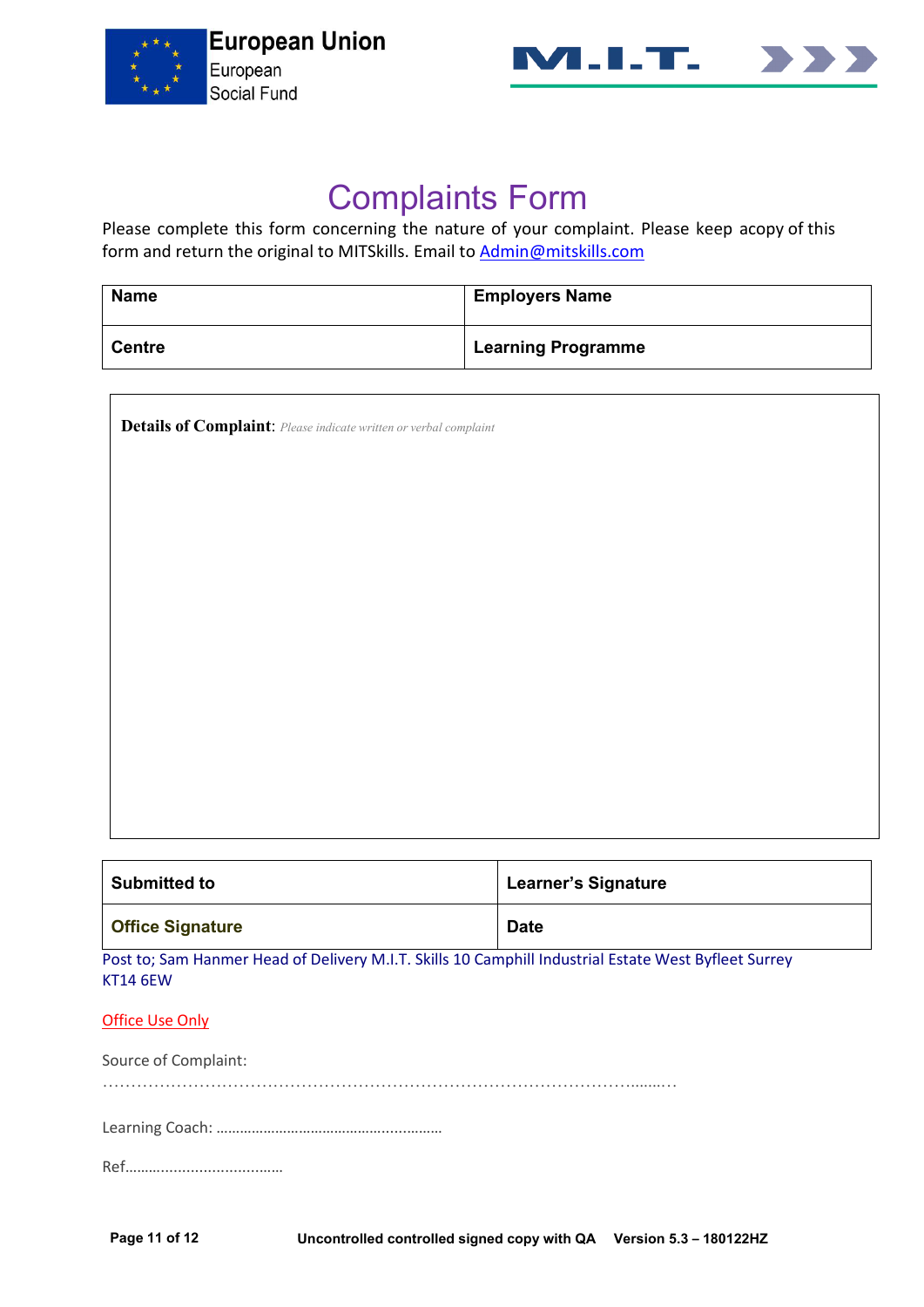European Union
European
Social Fund

M.I.T.

# Complaints Form

Please complete this form concerning the nature of your complaint. Please keep acopy of this form and return the original to MITSkills. Email to Admin@mitskills.com

| | |
|---|---|
| **Name** | **Employers Name** |
| **Centre** | **Learning Programme** |

**Details of Complaint**: *Please indicate written or verbal complaint*

| | |
|---|---|
| **Submitted to** | **Learner's Signature** |
| **Office Signature** | **Date** |

Post to; Sam Hanmer Head of Delivery M.I.T. Skills 10 Camphill Industrial Estate West Byfleet Surrey KT14 6EW

Office Use Only

Source of Complaint:

..........................................................................................................

Learning Coach: ........................................................

Ref......................................

Uncontrolled controlled signed copy with QA Version 5.3 – 180122HZ